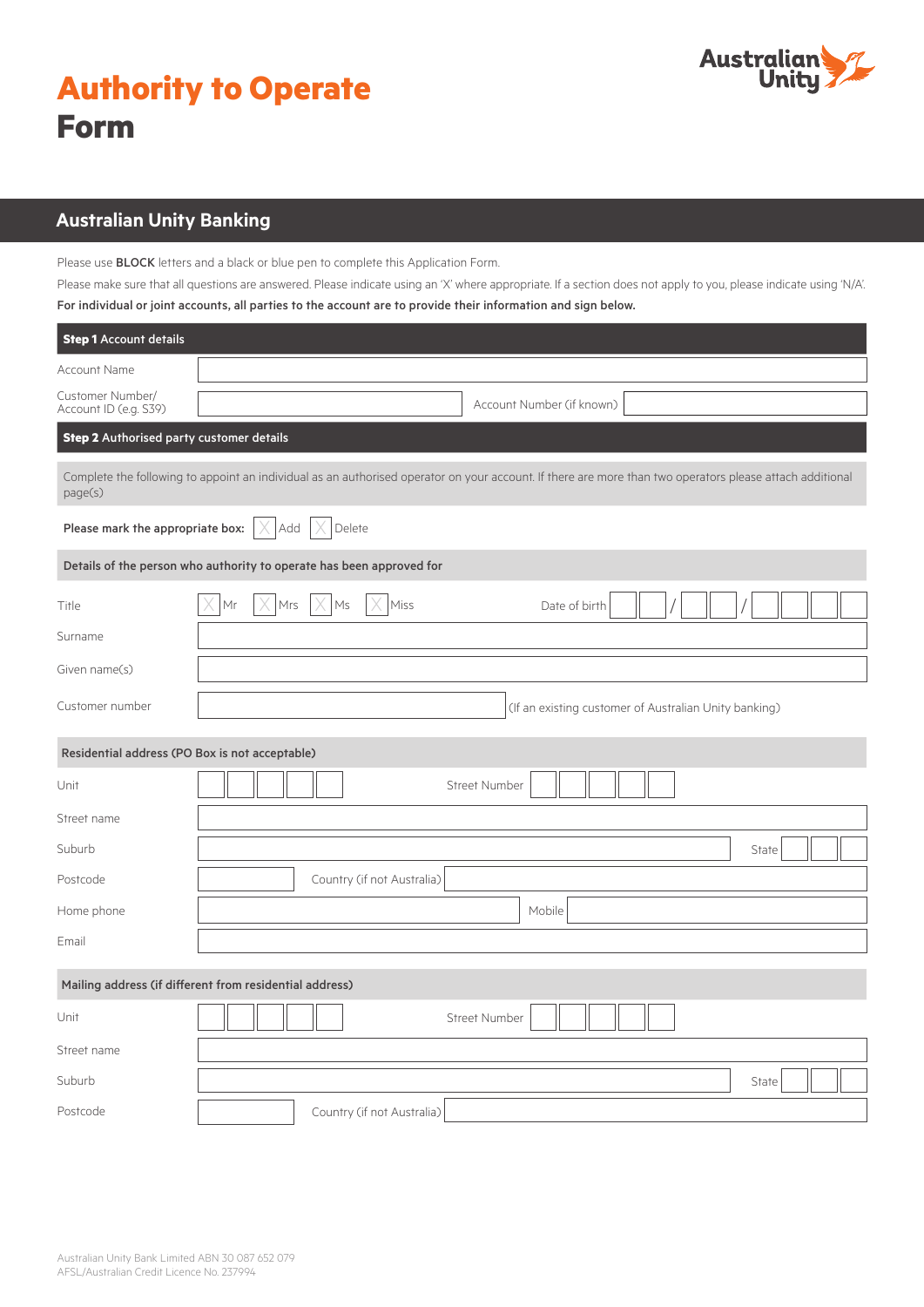# Authority to Operate Form

Australian Unity

## Australian Unity Banking

Please use **BLOCK** letters and a black or blue pen to complete this Application Form.

Please make sure that all questions are answered. Please indicate using an 'X' where appropriate. If a section does not apply to you, please indicate using 'N/A'.

**For individual or joint accounts, all parties to the account are to provide their information and sign below.**

### Step 1 Account details

Account Name

Customer Number/ Account ID (e.g. S39) &nbsp;&nbsp;&nbsp; Account Number (if known)

### Step 2 Authorised party customer details

Complete the following to appoint an individual as an authorised operator on your account. If there are more than two operators please attach additional page(s)

**Please mark the appropriate box:** ☐ Add ☐ Delete

**Details of the person who authority to operate has been approved for**

Title ☐ Mr ☐ Mrs ☐ Ms ☐ Miss &nbsp;&nbsp;&nbsp; Date of birth __ __ / __ __ / __ __ __ __

Surname

Given name(s)

Customer number &nbsp;&nbsp;&nbsp; (If an existing customer of Australian Unity banking)

**Residential address (PO Box is not acceptable)**

Unit &nbsp;&nbsp;&nbsp; Street Number

Street name

Suburb &nbsp;&nbsp;&nbsp; State

Postcode &nbsp;&nbsp;&nbsp; Country (if not Australia)

Home phone &nbsp;&nbsp;&nbsp; Mobile

Email

**Mailing address (if different from residential address)**

Unit &nbsp;&nbsp;&nbsp; Street Number

Street name

Suburb &nbsp;&nbsp;&nbsp; State

Postcode &nbsp;&nbsp;&nbsp; Country (if not Australia)

Australian Unity Bank Limited ABN 30 087 652 079
AFSL/Australian Credit Licence No. 237994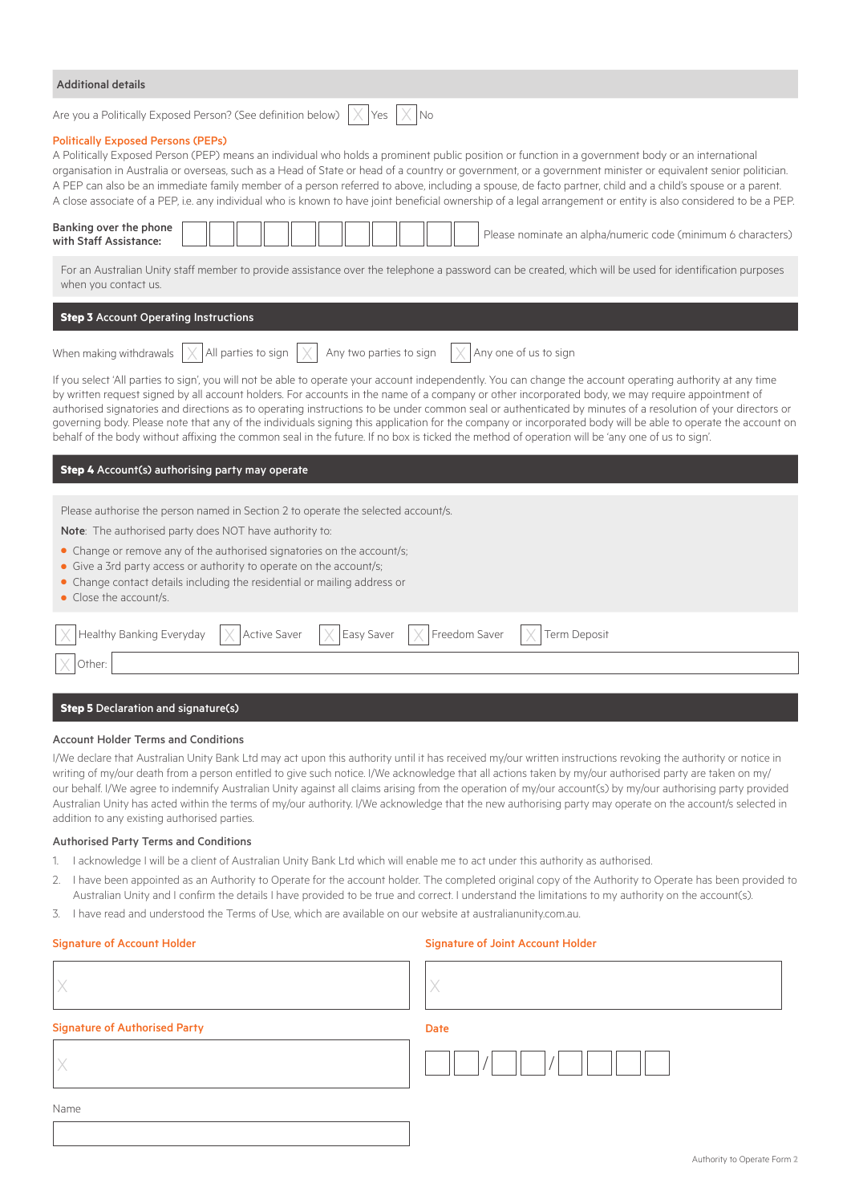## Additional details

Are you a Politically Exposed Person? (See definition below) ☐ Yes ☐ No

**Politically Exposed Persons (PEPs)**

A Politically Exposed Person (PEP) means an individual who holds a prominent public position or function in a government body or an international organisation in Australia or overseas, such as a Head of State or head of a country or government, or a government minister or equivalent senior politician. A PEP can also be an immediate family member of a person referred to above, including a spouse, de facto partner, child and a child's spouse or a parent. A close associate of a PEP, i.e. any individual who is known to have joint beneficial ownership of a legal arrangement or entity is also considered to be a PEP.

**Banking over the phone with Staff Assistance:** ☐☐☐☐☐☐☐☐☐☐☐ Please nominate an alpha/numeric code (minimum 6 characters)

For an Australian Unity staff member to provide assistance over the telephone a password can be created, which will be used for identification purposes when you contact us.

## Step 3 Account Operating Instructions

When making withdrawals ☐ All parties to sign ☐ Any two parties to sign ☐ Any one of us to sign

If you select 'All parties to sign', you will not be able to operate your account independently. You can change the account operating authority at any time by written request signed by all account holders. For accounts in the name of a company or other incorporated body, we may require appointment of authorised signatories and directions as to operating instructions to be under common seal or authenticated by minutes of a resolution of your directors or governing body. Please note that any of the individuals signing this application for the company or incorporated body will be able to operate the account on behalf of the body without affixing the common seal in the future. If no box is ticked the method of operation will be 'any one of us to sign'.

## Step 4 Account(s) authorising party may operate

Please authorise the person named in Section 2 to operate the selected account/s.

**Note**: The authorised party does NOT have authority to:

- Change or remove any of the authorised signatories on the account/s;
- Give a 3rd party access or authority to operate on the account/s;
- Change contact details including the residential or mailing address or
- Close the account/s.

☐ Healthy Banking Everyday ☐ Active Saver ☐ Easy Saver ☐ Freedom Saver ☐ Term Deposit

☐ Other: ____________________

## Step 5 Declaration and signature(s)

### Account Holder Terms and Conditions

I/We declare that Australian Unity Bank Ltd may act upon this authority until it has received my/our written instructions revoking the authority or notice in writing of my/our death from a person entitled to give such notice. I/We acknowledge that all actions taken by my/our authorised party are taken on my/our behalf. I/We agree to indemnify Australian Unity against all claims arising from the operation of my/our account(s) by my/our authorising party provided Australian Unity has acted within the terms of my/our authority. I/We acknowledge that the new authorising party may operate on the account/s selected in addition to any existing authorised parties.

### Authorised Party Terms and Conditions

1. I acknowledge I will be a client of Australian Unity Bank Ltd which will enable me to act under this authority as authorised.
2. I have been appointed as an Authority to Operate for the account holder. The completed original copy of the Authority to Operate has been provided to Australian Unity and I confirm the details I have provided to be true and correct. I understand the limitations to my authority on the account(s).
3. I have read and understood the Terms of Use, which are available on our website at australianunity.com.au.

**Signature of Account Holder**

X ____________________

**Signature of Joint Account Holder**

X ____________________

**Signature of Authorised Party**

X ____________________

**Date**

☐☐ / ☐☐ / ☐☐☐☐

Name

____________________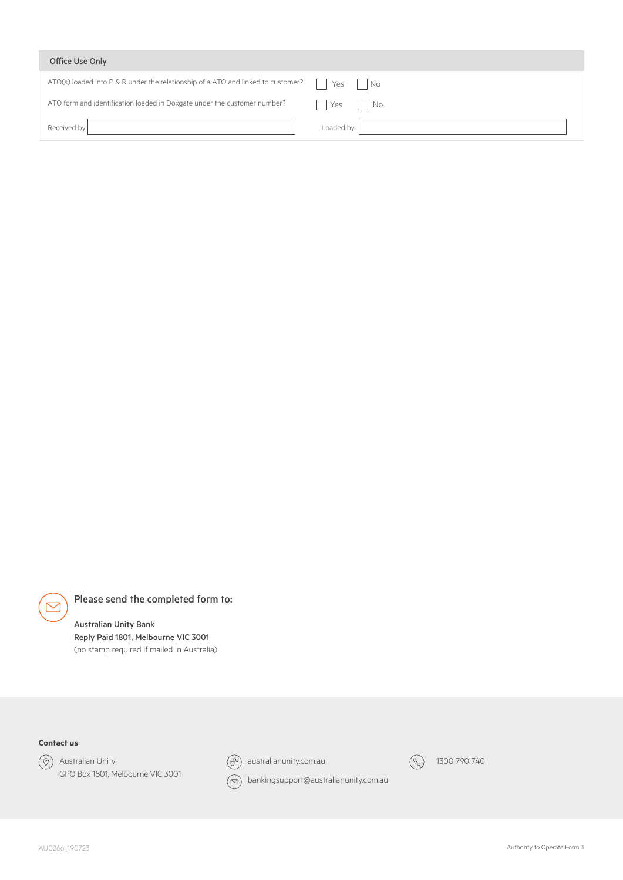## Office Use Only

| | |
|---|---|
| ATO(s) loaded into P & R under the relationship of a ATO and linked to customer? | ☐ Yes ☐ No |
| ATO form and identification loaded in Doxgate under the customer number? | ☐ Yes ☐ No |
| Received by | Loaded by |

### Please send the completed form to:

**Australian Unity Bank**
**Reply Paid 1801, Melbourne VIC 3001**
(no stamp required if mailed in Australia)

**Contact us**

Australian Unity
GPO Box 1801, Melbourne VIC 3001

australianunity.com.au

bankingsupport@australianunity.com.au

1300 790 740

AU0266_190723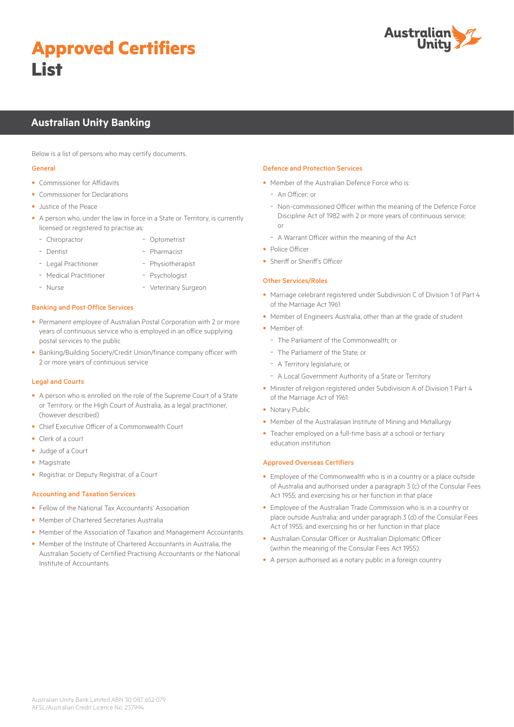# Approved Certifiers List

## Australian Unity Banking

Below is a list of persons who may certify documents.

### General

- Commissioner for Affidavits
- Commissioner for Declarations
- Justice of the Peace
- A person who, under the law in force in a State or Territory, is currently licensed or registered to practise as:
  - Chiropractor
  - Dentist
  - Legal Practitioner
  - Medical Practitioner
  - Nurse
  - Optometrist
  - Pharmacist
  - Physiotherapist
  - Psychologist
  - Veterinary Surgeon

### Banking and Post Office Services

- Permanent employee of Australian Postal Corporation with 2 or more years of continuous service who is employed in an office supplying postal services to the public
- Banking/Building Society/Credit Union/finance company officer with 2 or more years of continuous service

### Legal and Courts

- A person who is enrolled on the role of the Supreme Court of a State or Territory, or the High Court of Australia, as a legal practitioner, (however described)
- Chief Executive Officer of a Commonwealth Court
- Clerk of a court
- Judge of a Court
- Magistrate
- Registrar, or Deputy Registrar, of a Court

### Accounting and Taxation Services

- Fellow of the National Tax Accountants' Association
- Member of Chartered Secretaries Australia
- Member of the Association of Taxation and Management Accountants
- Member of the Institute of Chartered Accountants in Australia, the Australian Society of Certified Practising Accountants or the National Institute of Accountants

### Defence and Protection Services

- Member of the Australian Defence Force who is:
  - An Officer; or
  - Non-commissioned Officer within the meaning of the Defence Force Discipline Act of 1982 with 2 or more years of continuous service; or
  - A Warrant Officer within the meaning of the Act
- Police Officer
- Sheriff or Sheriff's Officer

### Other Services/Roles

- Marriage celebrant registered under Subdivision C of Division 1 of Part 4 of the Marriage Act 1961
- Member of Engineers Australia, other than at the grade of student
- Member of:
  - The Parliament of the Commonwealth; or
  - The Parliament of the State; or
  - A Territory legislature; or
  - A Local Government Authority of a State or Territory
- Minister of religion registered under Subdivision A of Division 1 Part 4 of the Marriage Act of 1961
- Notary Public
- Member of the Australasian Institute of Mining and Metallurgy
- Teacher employed on a full-time basis at a school or tertiary education institution

### Approved Overseas Certifiers

- Employee of the Commonwealth who is in a country or a place outside of Australia and authorised under a paragraph 3 (c) of the Consular Fees Act 1955; and exercising his or her function in that place
- Employee of the Australian Trade Commission who is in a country or place outside Australia; and under paragraph 3 (d) of the Consular Fees Act of 1955; and exercising his or her function in that place
- Australian Consular Officer or Australian Diplomatic Officer (within the meaning of the Consular Fees Act 1955)
- A person authorised as a notary public in a foreign country

Australian Unity Bank Limited ABN 30 087 652 079
AFSL/Australian Credit Licence No. 237994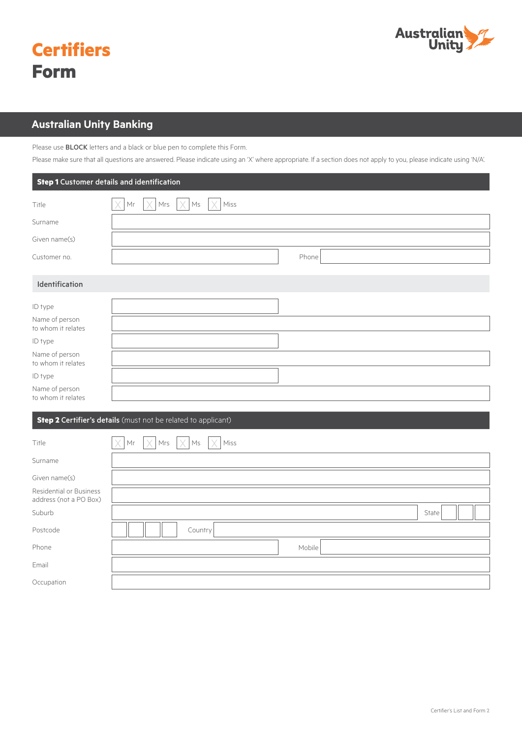# Certifiers Form

## Australian Unity Banking

Please use **BLOCK** letters and a black or blue pen to complete this Form.

Please make sure that all questions are answered. Please indicate using an 'X' where appropriate. If a section does not apply to you, please indicate using 'N/A'.

### Step 1 Customer details and identification

Title ☐ Mr ☐ Mrs ☐ Ms ☐ Miss

Surname

Given name(s)

Customer no. Phone

#### Identification

ID type

Name of person to whom it relates

ID type

Name of person to whom it relates

ID type

Name of person to whom it relates

### Step 2 Certifier's details (must not be related to applicant)

Title ☐ Mr ☐ Mrs ☐ Ms ☐ Miss

Surname

Given name(s)

Residential or Business address (not a PO Box)

Suburb State

Postcode Country

Phone Mobile

Email

Occupation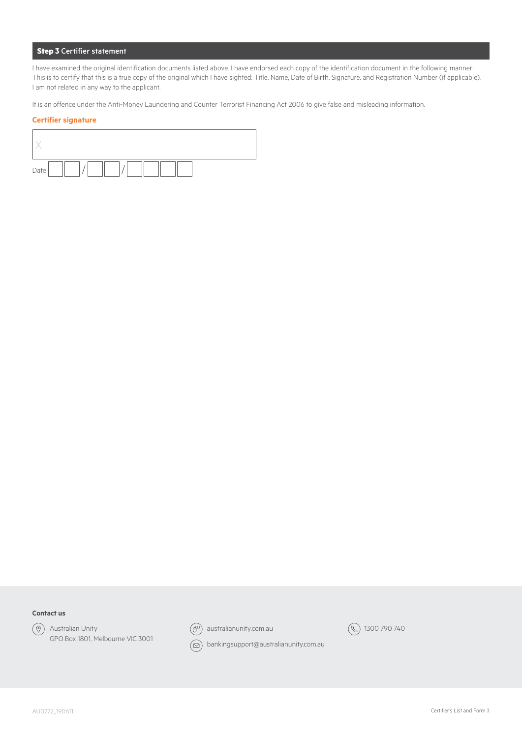## **Step 3** Certifier statement

I have examined the original identification documents listed above. I have endorsed each copy of the identification document in the following manner: This is to certify that this is a true copy of the original which I have sighted: Title, Name, Date of Birth, Signature, and Registration Number (if applicable). I am not related in any way to the applicant.

It is an offence under the Anti-Money Laundering and Counter Terrorist Financing Act 2006 to give false and misleading information.

**Certifier signature**

X

Date __ __ / __ __ / __ __ __ __

**Contact us**

Australian Unity
GPO Box 1801, Melbourne VIC 3001

australianunity.com.au

bankingsupport@australianunity.com.au

1300 790 740

AU0272_190611